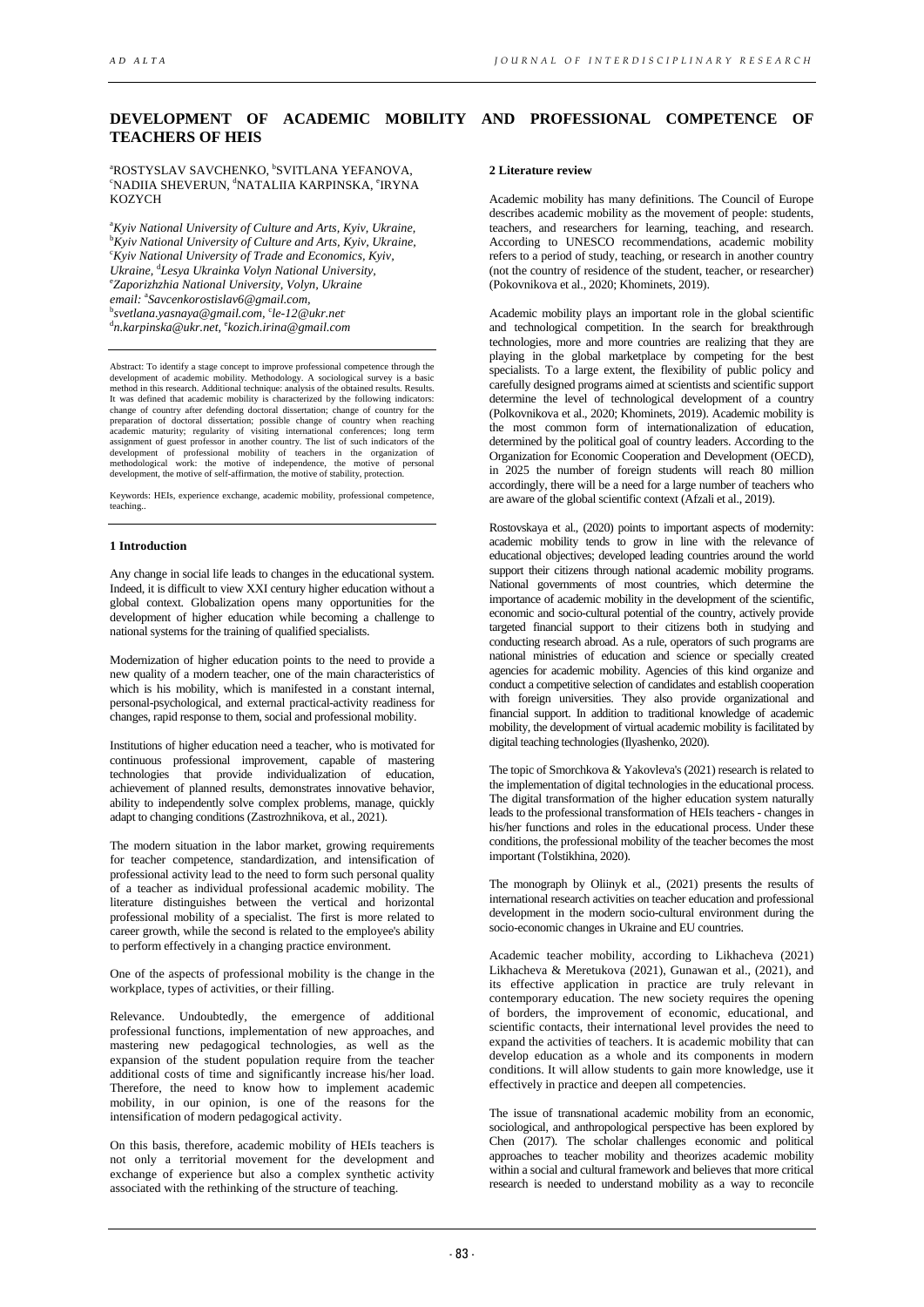# DEVELOPMENT OF ACADEMIC MOBILITY AND PROFESSIONAL COMPETENCE OF TEACHERS OF HEIS

[a]ROSTYSLAV SAVCHENKO, [b]SVITLANA YEFANOVA, [c]NADIIA SHEVERUN, [d]NATALIIA KARPINSKA, [e]IRYNA KOZYCH

[a]*Kyiv National University of Culture and Arts, Kyiv, Ukraine,* [b]*Kyiv National University of Culture and Arts, Kyiv, Ukraine,* [c]*Kyiv National University of Trade and Economics, Kyiv, Ukraine,* [d]*Lesya Ukrainka Volyn National University,* [e]*Zaporizhzhia National University, Volyn, Ukraine*
*email:* [a]*Savcenkorostislav6@gmail.com,* [b]*svetlana.yasnaya@gmail.com,* [c]*le-12@ukr.net* [d]*n.karpinska@ukr.net,* [e]*kozich.irina@gmail.com*

Abstract: To identify a stage concept to improve professional competence through the development of academic mobility. Methodology. A sociological survey is a basic method in this research. Additional technique: analysis of the obtained results. Results. It was defined that academic mobility is characterized by the following indicators: change of country after defending doctoral dissertation; change of country for the preparation of doctoral dissertation; possible change of country when reaching academic maturity; regularity of visiting international conferences; long term assignment of guest professor in another country. The list of such indicators of the development of professional mobility of teachers in the organization of methodological work: the motive of independence, the motive of personal development, the motive of self-affirmation, the motive of stability, protection.

Keywords: HEIs, experience exchange, academic mobility, professional competence, teaching..

## 1 Introduction

Any change in social life leads to changes in the educational system. Indeed, it is difficult to view XXI century higher education without a global context. Globalization opens many opportunities for the development of higher education while becoming a challenge to national systems for the training of qualified specialists.

Modernization of higher education points to the need to provide a new quality of a modern teacher, one of the main characteristics of which is his mobility, which is manifested in a constant internal, personal-psychological, and external practical-activity readiness for changes, rapid response to them, social and professional mobility.

Institutions of higher education need a teacher, who is motivated for continuous professional improvement, capable of mastering technologies that provide individualization of education, achievement of planned results, demonstrates innovative behavior, ability to independently solve complex problems, manage, quickly adapt to changing conditions (Zastrozhnikova, et al., 2021).

The modern situation in the labor market, growing requirements for teacher competence, standardization, and intensification of professional activity lead to the need to form such personal quality of a teacher as individual professional academic mobility. The literature distinguishes between the vertical and horizontal professional mobility of a specialist. The first is more related to career growth, while the second is related to the employee's ability to perform effectively in a changing practice environment.

One of the aspects of professional mobility is the change in the workplace, types of activities, or their filling.

Relevance. Undoubtedly, the emergence of additional professional functions, implementation of new approaches, and mastering new pedagogical technologies, as well as the expansion of the student population require from the teacher additional costs of time and significantly increase his/her load. Therefore, the need to know how to implement academic mobility, in our opinion, is one of the reasons for the intensification of modern pedagogical activity.

On this basis, therefore, academic mobility of HEIs teachers is not only a territorial movement for the development and exchange of experience but also a complex synthetic activity associated with the rethinking of the structure of teaching.

## 2 Literature review

Academic mobility has many definitions. The Council of Europe describes academic mobility as the movement of people: students, teachers, and researchers for learning, teaching, and research. According to UNESCO recommendations, academic mobility refers to a period of study, teaching, or research in another country (not the country of residence of the student, teacher, or researcher) (Pokovnikova et al., 2020; Khominets, 2019).

Academic mobility plays an important role in the global scientific and technological competition. In the search for breakthrough technologies, more and more countries are realizing that they are playing in the global marketplace by competing for the best specialists. To a large extent, the flexibility of public policy and carefully designed programs aimed at scientists and scientific support determine the level of technological development of a country (Polkovnikova et al., 2020; Khominets, 2019). Academic mobility is the most common form of internationalization of education, determined by the political goal of country leaders. According to the Organization for Economic Cooperation and Development (OECD), in 2025 the number of foreign students will reach 80 million accordingly, there will be a need for a large number of teachers who are aware of the global scientific context (Afzali et al., 2019).

Rostovskaya et al., (2020) points to important aspects of modernity: academic mobility tends to grow in line with the relevance of educational objectives; developed leading countries around the world support their citizens through national academic mobility programs. National governments of most countries, which determine the importance of academic mobility in the development of the scientific, economic and socio-cultural potential of the country, actively provide targeted financial support to their citizens both in studying and conducting research abroad. As a rule, operators of such programs are national ministries of education and science or specially created agencies for academic mobility. Agencies of this kind organize and conduct a competitive selection of candidates and establish cooperation with foreign universities. They also provide organizational and financial support. In addition to traditional knowledge of academic mobility, the development of virtual academic mobility is facilitated by digital teaching technologies (Ilyashenko, 2020).

The topic of Smorchkova & Yakovleva's (2021) research is related to the implementation of digital technologies in the educational process. The digital transformation of the higher education system naturally leads to the professional transformation of HEIs teachers - changes in his/her functions and roles in the educational process. Under these conditions, the professional mobility of the teacher becomes the most important (Tolstikhina, 2020).

The monograph by Oliinyk et al., (2021) presents the results of international research activities on teacher education and professional development in the modern socio-cultural environment during the socio-economic changes in Ukraine and EU countries.

Academic teacher mobility, according to Likhacheva (2021) Likhacheva & Meretukova (2021), Gunawan et al., (2021), and its effective application in practice are truly relevant in contemporary education. The new society requires the opening of borders, the improvement of economic, educational, and scientific contacts, their international level provides the need to expand the activities of teachers. It is academic mobility that can develop education as a whole and its components in modern conditions. It will allow students to gain more knowledge, use it effectively in practice and deepen all competencies.

The issue of transnational academic mobility from an economic, sociological, and anthropological perspective has been explored by Chen (2017). The scholar challenges economic and political approaches to teacher mobility and theorizes academic mobility within a social and cultural framework and believes that more critical research is needed to understand mobility as a way to reconcile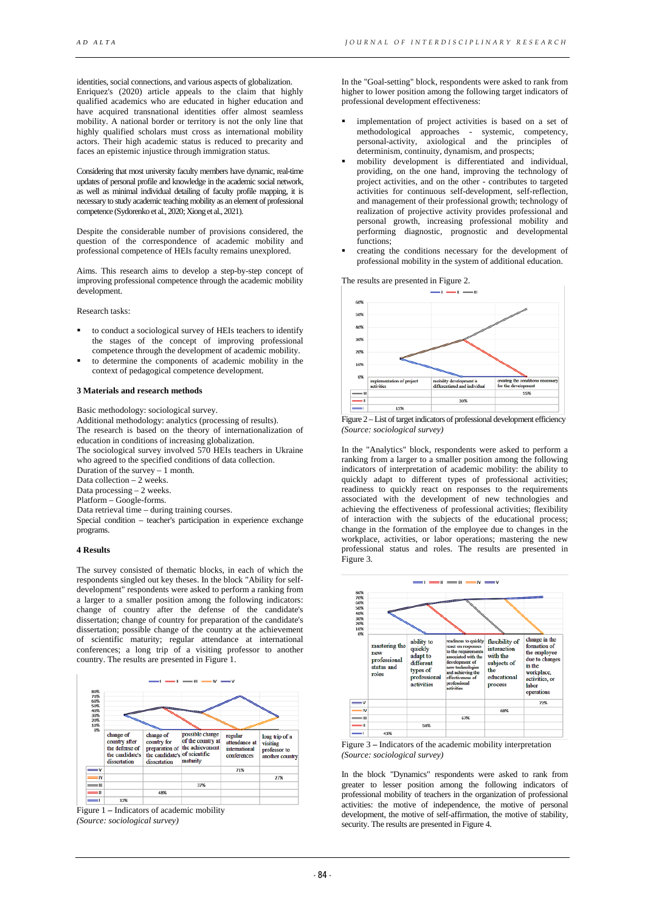identities, social connections, and various aspects of globalization. Enriquez's (2020) article appeals to the claim that highly qualified academics who are educated in higher education and have acquired transnational identities offer almost seamless mobility. A national border or territory is not the only line that highly qualified scholars must cross as international mobility actors. Their high academic status is reduced to precarity and faces an epistemic injustice through immigration status.

Considering that most university faculty members have dynamic, real-time updates of personal profile and knowledge in the academic social network, as well as minimal individual detailing of faculty profile mapping, it is necessary to study academic teaching mobility as an element of professional competence (Sydorenko et al., 2020; Xiong et al., 2021).

Despite the considerable number of provisions considered, the question of the correspondence of academic mobility and professional competence of HEIs faculty remains unexplored.

Aims. This research aims to develop a step-by-step concept of improving professional competence through the academic mobility development.

Research tasks:

- to conduct a sociological survey of HEIs teachers to identify the stages of the concept of improving professional competence through the development of academic mobility.
- to determine the components of academic mobility in the context of pedagogical competence development.

### 3 Materials and research methods

Basic methodology: sociological survey.
Additional methodology: analytics (processing of results).
The research is based on the theory of internationalization of education in conditions of increasing globalization.
The sociological survey involved 570 HEIs teachers in Ukraine who agreed to the specified conditions of data collection.
Duration of the survey – 1 month.
Data collection – 2 weeks.
Data processing – 2 weeks.
Platform – Google-forms.
Data retrieval time – during training courses.
Special condition – teacher's participation in experience exchange programs.

### 4 Results

The survey consisted of thematic blocks, in each of which the respondents singled out key theses. In the block "Ability for self-development" respondents were asked to perform a ranking from a larger to a smaller position among the following indicators: change of country after the defense of the candidate's dissertation; change of country for preparation of the candidate's dissertation; possible change of the country at the achievement of scientific maturity; regular attendance at international conferences; a long trip of a visiting professor to another country. The results are presented in Figure 1.

| | change of country after the defense of the candidate's dissertation | change of country for preparation of the candidate's dissertation | possible change of the country at the achievement of scientific maturity | regular attendance at international conferences | long trip of a visiting professor to another country |
|---|---|---|---|---|---|
| V | | | | 71% | |
| IV | | | | | 27% |
| III | | | 37% | | |
| II | | 48% | | | |
| I | 32% | | | | |

Figure 1 – Indicators of academic mobility
*(Source: sociological survey)*

In the "Goal-setting" block, respondents were asked to rank from higher to lower position among the following target indicators of professional development effectiveness:

- implementation of project activities is based on a set of methodological approaches - systemic, competency, personal-activity, axiological and the principles of determinism, continuity, dynamism, and prospects;
- mobility development is differentiated and individual, providing, on the one hand, improving the technology of project activities, and on the other - contributes to targeted activities for continuous self-development, self-reflection, and management of their professional growth; technology of realization of projective activity provides professional and personal growth, increasing professional mobility and performing diagnostic, prognostic and developmental functions;
- creating the conditions necessary for the development of professional mobility in the system of additional education.

The results are presented in Figure 2.

| | implementation of project activities | mobility development is differentiated and individual | creating the conditions necessary for the development |
|---|---|---|---|
| III | | | 55% |
| II | | 30% | |
| I | 15% | | |

Figure 2 – List of target indicators of professional development efficiency *(Source: sociological survey)*

In the "Analytics" block, respondents were asked to perform a ranking from a larger to a smaller position among the following indicators of interpretation of academic mobility: the ability to quickly adapt to different types of professional activities; readiness to quickly react on responses to the requirements associated with the development of new technologies and achieving the effectiveness of professional activities; flexibility of interaction with the subjects of the educational process; change in the formation of the employee due to changes in the workplace, activities, or labor operations; mastering the new professional status and roles. The results are presented in Figure 3.

| | mastering the new professional status and roles | ability to quickly adapt to different types of professional activities | readiness to quickly react on responses to the requirements associated with the development of new technologies and achieving the effectiveness of professional activities | flexibility of interaction with the subjects of the educational process | change in the formation of the employee due to changes in the workplace, activities, or labor operations |
|---|---|---|---|---|---|
| V | | | | | 72% |
| IV | | | | 68% | |
| III | | | 67% | | |
| II | | 58% | | | |
| I | 43% | | | | |

Figure 3 – Indicators of the academic mobility interpretation
*(Source: sociological survey)*

In the block "Dynamics" respondents were asked to rank from greater to lesser position among the following indicators of professional mobility of teachers in the organization of professional activities: the motive of independence, the motive of personal development, the motive of self-affirmation, the motive of stability, security. The results are presented in Figure 4.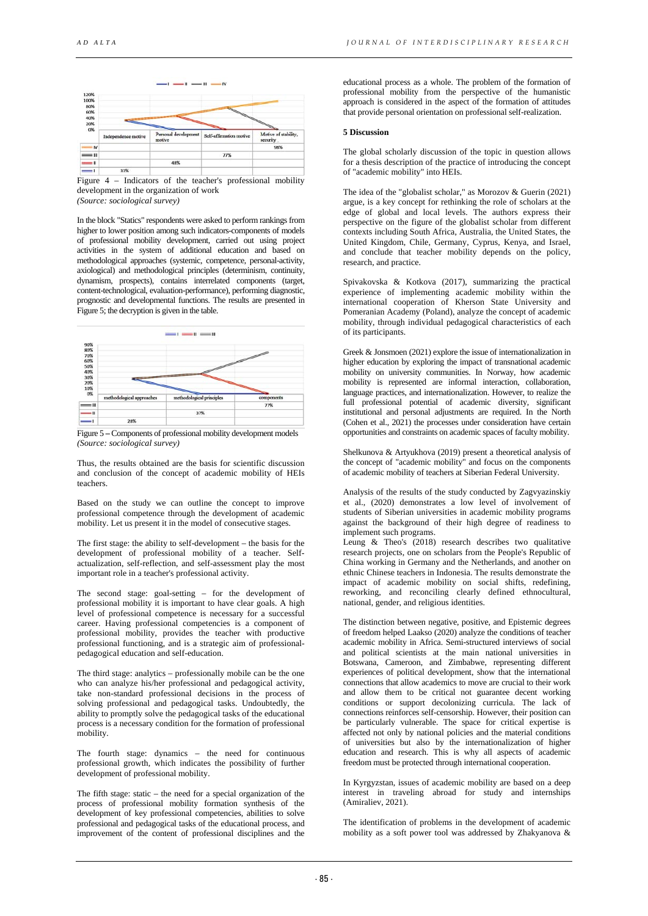| | Independence motive | Personal development motive | Self-affirmation motive | Motive of stability, security |
|---|---|---|---|---|
| IV | | | | 98% |
| III | | | 77% | |
| II | | 48% | | |
| I | 33% | | | |

Figure 4 – Indicators of the teacher's professional mobility development in the organization of work
*(Source: sociological survey)*

In the block "Statics" respondents were asked to perform rankings from higher to lower position among such indicators-components of models of professional mobility development, carried out using project activities in the system of additional education and based on methodological approaches (systemic, competence, personal-activity, axiological) and methodological principles (determinism, continuity, dynamism, prospects), contains interrelated components (target, content-technological, evaluation-performance), performing diagnostic, prognostic and developmental functions. The results are presented in Figure 5; the decryption is given in the table.

| | methodological approaches | methodological principles | components |
|---|---|---|---|
| III | | | 77% |
| II | | 37% | |
| I | 28% | | |

Figure 5 – Components of professional mobility development models
*(Source: sociological survey)*

Thus, the results obtained are the basis for scientific discussion and conclusion of the concept of academic mobility of HEIs teachers.

Based on the study we can outline the concept to improve professional competence through the development of academic mobility. Let us present it in the model of consecutive stages.

The first stage: the ability to self-development – the basis for the development of professional mobility of a teacher. Self-actualization, self-reflection, and self-assessment play the most important role in a teacher's professional activity.

The second stage: goal-setting – for the development of professional mobility it is important to have clear goals. A high level of professional competence is necessary for a successful career. Having professional competencies is a component of professional mobility, provides the teacher with productive professional functioning, and is a strategic aim of professional-pedagogical education and self-education.

The third stage: analytics – professionally mobile can be the one who can analyze his/her professional and pedagogical activity, take non-standard professional decisions in the process of solving professional and pedagogical tasks. Undoubtedly, the ability to promptly solve the pedagogical tasks of the educational process is a necessary condition for the formation of professional mobility.

The fourth stage: dynamics – the need for continuous professional growth, which indicates the possibility of further development of professional mobility.

The fifth stage: static – the need for a special organization of the process of professional mobility formation synthesis of the development of key professional competencies, abilities to solve professional and pedagogical tasks of the educational process, and improvement of the content of professional disciplines and the educational process as a whole. The problem of the formation of professional mobility from the perspective of the humanistic approach is considered in the aspect of the formation of attitudes that provide personal orientation on professional self-realization.

## 5 Discussion

The global scholarly discussion of the topic in question allows for a thesis description of the practice of introducing the concept of "academic mobility" into HEIs.

The idea of the "globalist scholar," as Morozov & Guerin (2021) argue, is a key concept for rethinking the role of scholars at the edge of global and local levels. The authors express their perspective on the figure of the globalist scholar from different contexts including South Africa, Australia, the United States, the United Kingdom, Chile, Germany, Cyprus, Kenya, and Israel, and conclude that teacher mobility depends on the policy, research, and practice.

Spivakovska & Kotkova (2017), summarizing the practical experience of implementing academic mobility within the international cooperation of Kherson State University and Pomeranian Academy (Poland), analyze the concept of academic mobility, through individual pedagogical characteristics of each of its participants.

Greek & Jonsmoen (2021) explore the issue of internationalization in higher education by exploring the impact of transnational academic mobility on university communities. In Norway, how academic mobility is represented are informal interaction, collaboration, language practices, and internationalization. However, to realize the full professional potential of academic diversity, significant institutional and personal adjustments are required. In the North (Cohen et al., 2021) the processes under consideration have certain opportunities and constraints on academic spaces of faculty mobility.

Shelkunova & Artyukhova (2019) present a theoretical analysis of the concept of "academic mobility" and focus on the components of academic mobility of teachers at Siberian Federal University.

Analysis of the results of the study conducted by Zagvyazinskiy et al., (2020) demonstrates a low level of involvement of students of Siberian universities in academic mobility programs against the background of their high degree of readiness to implement such programs.

Leung & Theo's (2018) research describes two qualitative research projects, one on scholars from the People's Republic of China working in Germany and the Netherlands, and another on ethnic Chinese teachers in Indonesia. The results demonstrate the impact of academic mobility on social shifts, redefining, reworking, and reconciling clearly defined ethnocultural, national, gender, and religious identities.

The distinction between negative, positive, and Epistemic degrees of freedom helped Laakso (2020) analyze the conditions of teacher academic mobility in Africa. Semi-structured interviews of social and political scientists at the main national universities in Botswana, Cameroon, and Zimbabwe, representing different experiences of political development, show that the international connections that allow academics to move are crucial to their work and allow them to be critical not guarantee decent working conditions or support decolonizing curricula. The lack of connections reinforces self-censorship. However, their position can be particularly vulnerable. The space for critical expertise is affected not only by national policies and the material conditions of universities but also by the internationalization of higher education and research. This is why all aspects of academic freedom must be protected through international cooperation.

In Kyrgyzstan, issues of academic mobility are based on a deep interest in traveling abroad for study and internships (Amiraliev, 2021).

The identification of problems in the development of academic mobility as a soft power tool was addressed by Zhakyanova &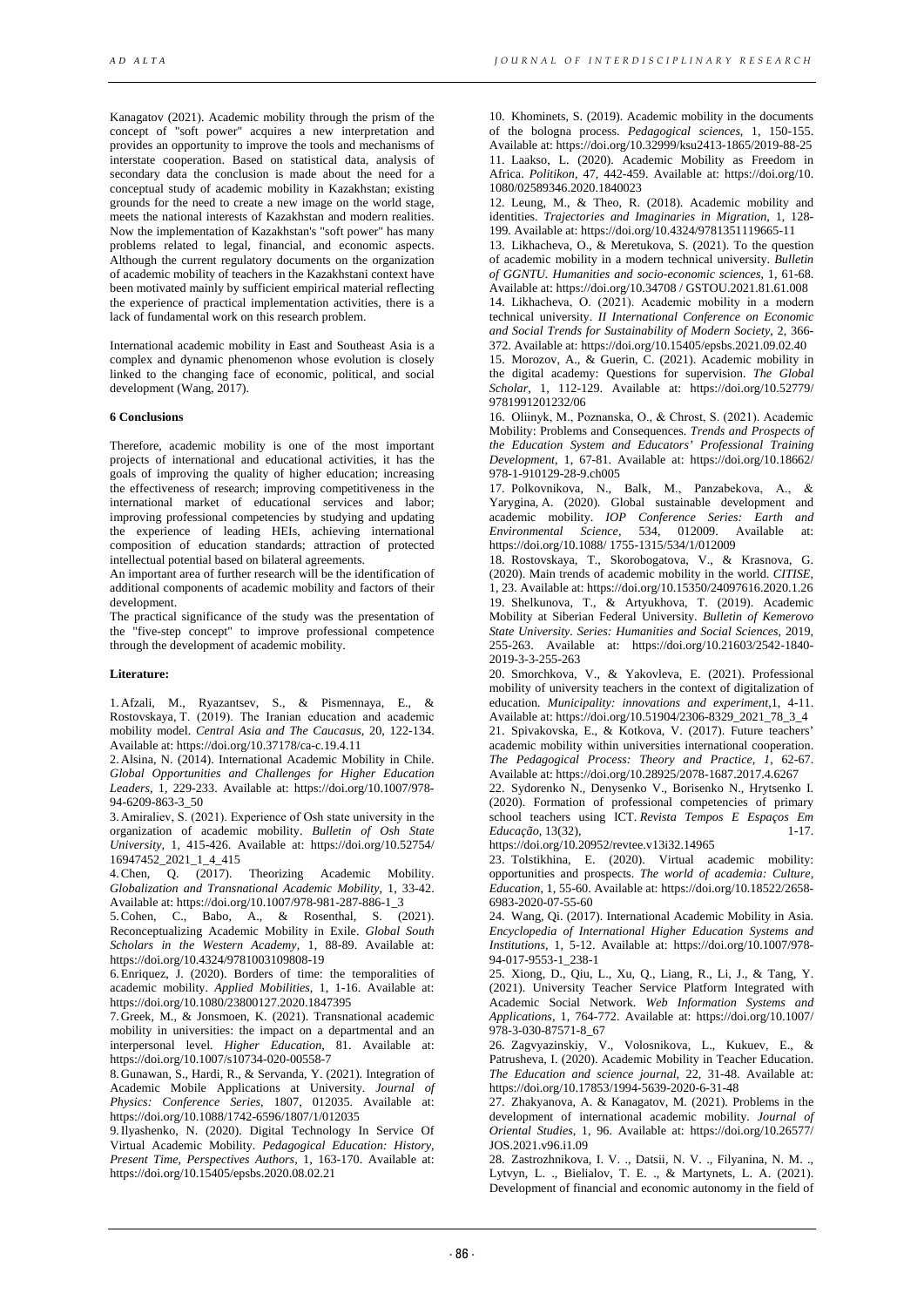Kanagatov (2021). Academic mobility through the prism of the concept of "soft power" acquires a new interpretation and provides an opportunity to improve the tools and mechanisms of interstate cooperation. Based on statistical data, analysis of secondary data the conclusion is made about the need for a conceptual study of academic mobility in Kazakhstan; existing grounds for the need to create a new image on the world stage, meets the national interests of Kazakhstan and modern realities. Now the implementation of Kazakhstan's "soft power" has many problems related to legal, financial, and economic aspects. Although the current regulatory documents on the organization of academic mobility of teachers in the Kazakhstani context have been motivated mainly by sufficient empirical material reflecting the experience of practical implementation activities, there is a lack of fundamental work on this research problem.

International academic mobility in East and Southeast Asia is a complex and dynamic phenomenon whose evolution is closely linked to the changing face of economic, political, and social development (Wang, 2017).

**6 Conclusions**

Therefore, academic mobility is one of the most important projects of international and educational activities, it has the goals of improving the quality of higher education; increasing the effectiveness of research; improving competitiveness in the international market of educational services and labor; improving professional competencies by studying and updating the experience of leading HEIs, achieving international composition of education standards; attraction of protected intellectual potential based on bilateral agreements.

An important area of further research will be the identification of additional components of academic mobility and factors of their development.

The practical significance of the study was the presentation of the "five-step concept" to improve professional competence through the development of academic mobility.

**Literature:**

1. Afzali, M., Ryazantsev, S., & Pismennaya, E., & Rostovskaya, T. (2019). The Iranian education and academic mobility model. *Central Asia and The Caucasus*, 20, 122-134. Available at: https://doi.org/10.37178/ca-c.19.4.11
2. Alsina, N. (2014). International Academic Mobility in Chile. *Global Opportunities and Challenges for Higher Education Leaders*, 1, 229-233. Available at: https://doi.org/10.1007/978-94-6209-863-3_50
3. Amiraliev, S. (2021). Experience of Osh state university in the organization of academic mobility. *Bulletin of Osh State University*, 1, 415-426. Available at: https://doi.org/10.52754/16947452_2021_1_4_415
4. Chen, Q. (2017). Theorizing Academic Mobility. *Globalization and Transnational Academic Mobility*, 1, 33-42. Available at: https://doi.org/10.1007/978-981-287-886-1_3
5. Cohen, C., Babo, A., & Rosenthal, S. (2021). Reconceptualizing Academic Mobility in Exile. *Global South Scholars in the Western Academy*, 1, 88-89. Available at: https://doi.org/10.4324/9781003109808-19
6. Enriquez, J. (2020). Borders of time: the temporalities of academic mobility. *Applied Mobilities*, 1, 1-16. Available at: https://doi.org/10.1080/23800127.2020.1847395
7. Greek, M., & Jonsmoen, K. (2021). Transnational academic mobility in universities: the impact on a departmental and an interpersonal level. *Higher Education*, 81. Available at: https://doi.org/10.1007/s10734-020-00558-7
8. Gunawan, S., Hardi, R., & Servanda, Y. (2021). Integration of Academic Mobile Applications at University. *Journal of Physics: Conference Series*, 1807, 012035. Available at: https://doi.org/10.1088/1742-6596/1807/1/012035
9. Ilyashenko, N. (2020). Digital Technology In Service Of Virtual Academic Mobility. *Pedagogical Education: History, Present Time, Perspectives Authors*, 1, 163-170. Available at: https://doi.org/10.15405/epsbs.2020.08.02.21
10. Khominets, S. (2019). Academic mobility in the documents of the bologna process. *Pedagogical sciences*, 1, 150-155. Available at: https://doi.org/10.32999/ksu2413-1865/2019-88-25
11. Laakso, L. (2020). Academic Mobility as Freedom in Africa. *Politikon*, 47, 442-459. Available at: https://doi.org/10.1080/02589346.2020.1840023
12. Leung, M., & Theo, R. (2018). Academic mobility and identities. *Trajectories and Imaginaries in Migration*, 1, 128-199. Available at: https://doi.org/10.4324/9781351119665-11
13. Likhacheva, O., & Meretukova, S. (2021). To the question of academic mobility in a modern technical university. *Bulletin of GGNTU. Humanities and socio-economic sciences*, 1, 61-68. Available at: https://doi.org/10.34708 / GSTOU.2021.81.61.008
14. Likhacheva, O. (2021). Academic mobility in a modern technical university. *II International Conference on Economic and Social Trends for Sustainability of Modern Society*, 2, 366-372. Available at: https://doi.org/10.15405/epsbs.2021.09.02.40
15. Morozov, A., & Guerin, C. (2021). Academic mobility in the digital academy: Questions for supervision. *The Global Scholar*, 1, 112-129. Available at: https://doi.org/10.52779/9781991201232/06
16. Oliinyk, M., Poznanska, O., & Chrost, S. (2021). Academic Mobility: Problems and Consequences. *Trends and Prospects of the Education System and Educators' Professional Training Development*, 1, 67-81. Available at: https://doi.org/10.18662/978-1-910129-28-9.ch005
17. Polkovnikova, N., Balk, M., Panzabekova, A., & Yarygina, A. (2020). Global sustainable development and academic mobility. *IOP Conference Series: Earth and Environmental Science*, 534, 012009. Available at: https://doi.org/10.1088/ 1755-1315/534/1/012009
18. Rostovskaya, T., Skorobogatova, V., & Krasnova, G. (2020). Main trends of academic mobility in the world. *CITISE*, 1, 23. Available at: https://doi.org/10.15350/24097616.2020.1.26
19. Shelkunova, T., & Artyukhova, T. (2019). Academic Mobility at Siberian Federal University. *Bulletin of Kemerovo State University. Series: Humanities and Social Sciences*, 2019, 255-263. Available at: https://doi.org/10.21603/2542-1840-2019-3-3-255-263
20. Smorchkova, V., & Yakovleva, E. (2021). Professional mobility of university teachers in the context of digitalization of education. *Municipality: innovations and experiment*,1, 4-11. Available at: https://doi.org/10.51904/2306-8329_2021_78_3_4
21. Spivakovska, E., & Kotkova, V. (2017). Future teachers' academic mobility within universities international cooperation. *The Pedagogical Process: Theory and Practice*, *1*, 62-67. Available at: https://doi.org/10.28925/2078-1687.2017.4.6267
22. Sydorenko N., Denysenko V., Borisenko N., Hrytsenko I. (2020). Formation of professional competencies of primary school teachers using ICT. *Revista Tempos E Espaços Em Educação*, 13(32), 1-17. https://doi.org/10.20952/revtee.v13i32.14965
23. Tolstikhina, E. (2020). Virtual academic mobility: opportunities and prospects. *The world of academia: Culture, Education*, 1, 55-60. Available at: https://doi.org/10.18522/2658-6983-2020-07-55-60
24. Wang, Qi. (2017). International Academic Mobility in Asia. *Encyclopedia of International Higher Education Systems and Institutions*, 1, 5-12. Available at: https://doi.org/10.1007/978-94-017-9553-1_238-1
25. Xiong, D., Qiu, L., Xu, Q., Liang, R., Li, J., & Tang, Y. (2021). University Teacher Service Platform Integrated with Academic Social Network. *Web Information Systems and Applications*, 1, 764-772. Available at: https://doi.org/10.1007/978-3-030-87571-8_67
26. Zagvyazinskiy, V., Volosnikova, L., Kukuev, E., & Patrusheva, I. (2020). Academic Mobility in Teacher Education. *The Education and science journal*, 22, 31-48. Available at: https://doi.org/10.17853/1994-5639-2020-6-31-48
27. Zhakyanova, A. & Kanagatov, M. (2021). Problems in the development of international academic mobility. *Journal of Oriental Studies*, 1, 96. Available at: https://doi.org/10.26577/JOS.2021.v96.i1.09
28. Zastrozhnikova, I. V. ., Datsii, N. V. ., Filyanina, N. M. ., Lytvyn, L. ., Bielialov, T. E. ., & Martynets, L. A. (2021). Development of financial and economic autonomy in the field of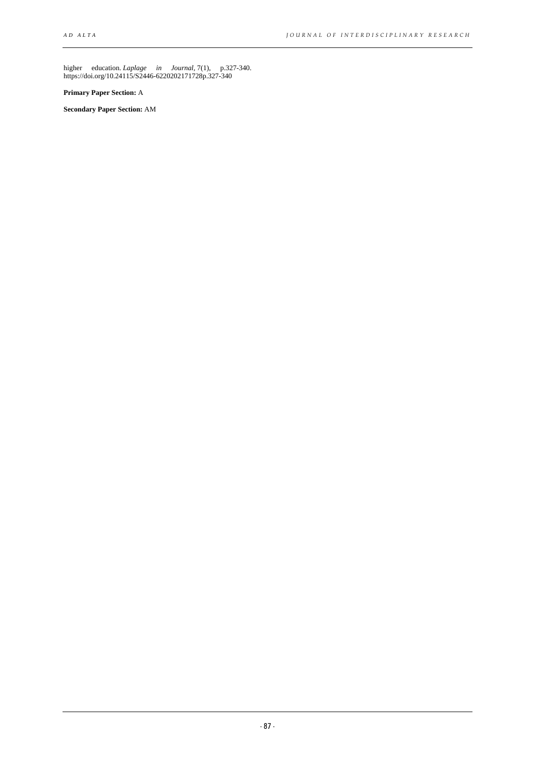higher education. *Laplage in Journal*, 7(1), p.327-340. https://doi.org/10.24115/S2446-6220202171728p.327-340

**Primary Paper Section:** A

**Secondary Paper Section:** AM